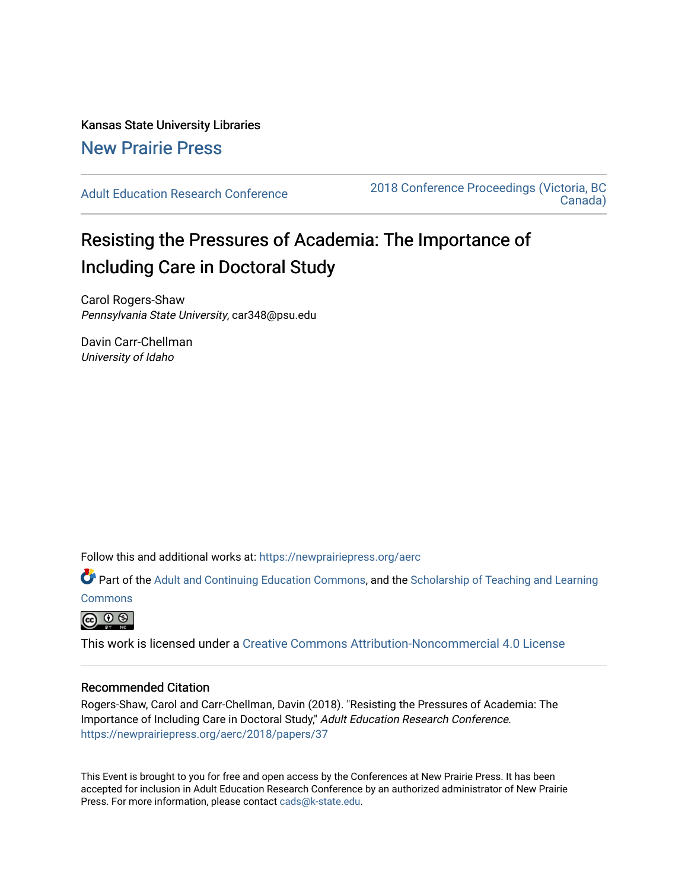Kansas State University Libraries

New Prairie Press

Adult Education Research Conference

2018 Conference Proceedings (Victoria, BC Canada)

# Resisting the Pressures of Academia: The Importance of Including Care in Doctoral Study

Carol Rogers-Shaw
*Pennsylvania State University*, car348@psu.edu

Davin Carr-Chellman
*University of Idaho*

Follow this and additional works at: https://newprairiepress.org/aerc

Part of the Adult and Continuing Education Commons, and the Scholarship of Teaching and Learning Commons

This work is licensed under a Creative Commons Attribution-Noncommercial 4.0 License

## Recommended Citation

Rogers-Shaw, Carol and Carr-Chellman, Davin (2018). "Resisting the Pressures of Academia: The Importance of Including Care in Doctoral Study," *Adult Education Research Conference*. https://newprairiepress.org/aerc/2018/papers/37

This Event is brought to you for free and open access by the Conferences at New Prairie Press. It has been accepted for inclusion in Adult Education Research Conference by an authorized administrator of New Prairie Press. For more information, please contact cads@k-state.edu.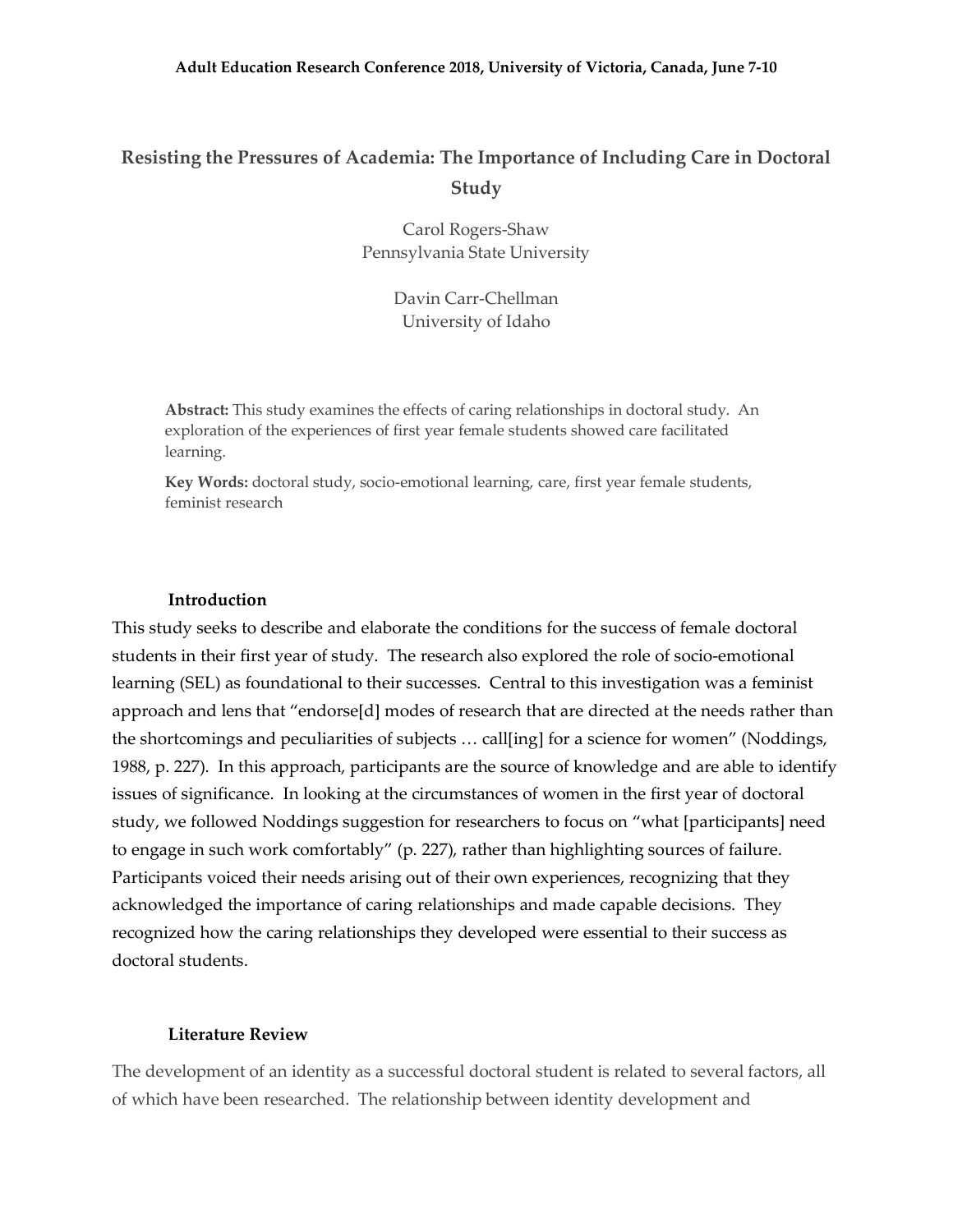# Resisting the Pressures of Academia: The Importance of Including Care in Doctoral Study

Carol Rogers-Shaw
Pennsylvania State University

Davin Carr-Chellman
University of Idaho

**Abstract:** This study examines the effects of caring relationships in doctoral study. An exploration of the experiences of first year female students showed care facilitated learning.

**Key Words:** doctoral study, socio-emotional learning, care, first year female students, feminist research

## Introduction

This study seeks to describe and elaborate the conditions for the success of female doctoral students in their first year of study. The research also explored the role of socio-emotional learning (SEL) as foundational to their successes. Central to this investigation was a feminist approach and lens that "endorse[d] modes of research that are directed at the needs rather than the shortcomings and peculiarities of subjects … call[ing] for a science for women" (Noddings, 1988, p. 227). In this approach, participants are the source of knowledge and are able to identify issues of significance. In looking at the circumstances of women in the first year of doctoral study, we followed Noddings suggestion for researchers to focus on "what [participants] need to engage in such work comfortably" (p. 227), rather than highlighting sources of failure. Participants voiced their needs arising out of their own experiences, recognizing that they acknowledged the importance of caring relationships and made capable decisions. They recognized how the caring relationships they developed were essential to their success as doctoral students.

## Literature Review

The development of an identity as a successful doctoral student is related to several factors, all of which have been researched. The relationship between identity development and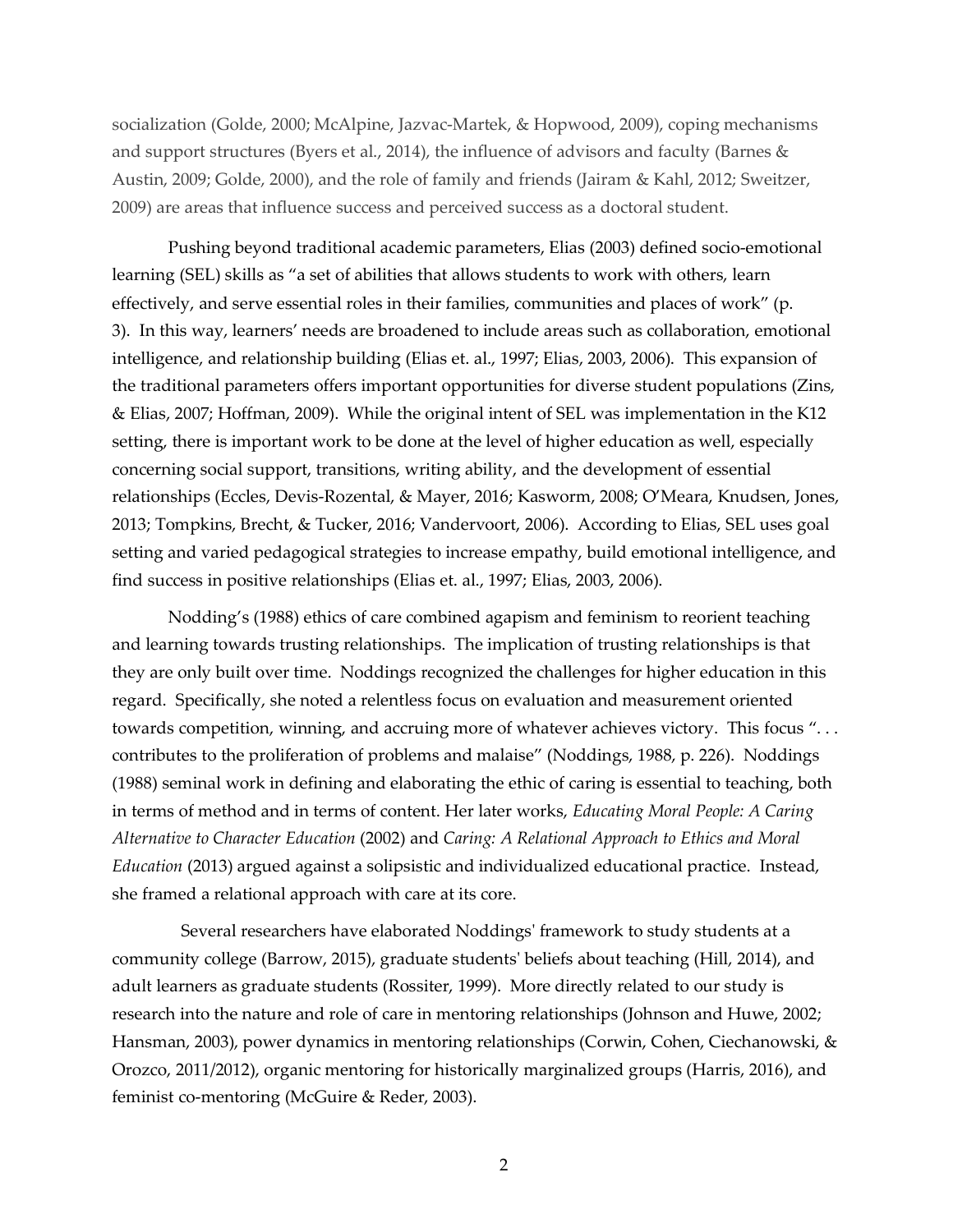socialization (Golde, 2000; McAlpine, Jazvac-Martek, & Hopwood, 2009), coping mechanisms and support structures (Byers et al., 2014), the influence of advisors and faculty (Barnes & Austin, 2009; Golde, 2000), and the role of family and friends (Jairam & Kahl, 2012; Sweitzer, 2009) are areas that influence success and perceived success as a doctoral student.

Pushing beyond traditional academic parameters, Elias (2003) defined socio-emotional learning (SEL) skills as "a set of abilities that allows students to work with others, learn effectively, and serve essential roles in their families, communities and places of work" (p. 3). In this way, learners' needs are broadened to include areas such as collaboration, emotional intelligence, and relationship building (Elias et. al., 1997; Elias, 2003, 2006). This expansion of the traditional parameters offers important opportunities for diverse student populations (Zins, & Elias, 2007; Hoffman, 2009). While the original intent of SEL was implementation in the K12 setting, there is important work to be done at the level of higher education as well, especially concerning social support, transitions, writing ability, and the development of essential relationships (Eccles, Devis-Rozental, & Mayer, 2016; Kasworm, 2008; O'Meara, Knudsen, Jones, 2013; Tompkins, Brecht, & Tucker, 2016; Vandervoort, 2006). According to Elias, SEL uses goal setting and varied pedagogical strategies to increase empathy, build emotional intelligence, and find success in positive relationships (Elias et. al., 1997; Elias, 2003, 2006).

Nodding's (1988) ethics of care combined agapism and feminism to reorient teaching and learning towards trusting relationships. The implication of trusting relationships is that they are only built over time. Noddings recognized the challenges for higher education in this regard. Specifically, she noted a relentless focus on evaluation and measurement oriented towards competition, winning, and accruing more of whatever achieves victory. This focus ". . . contributes to the proliferation of problems and malaise" (Noddings, 1988, p. 226). Noddings (1988) seminal work in defining and elaborating the ethic of caring is essential to teaching, both in terms of method and in terms of content. Her later works, *Educating Moral People: A Caring Alternative to Character Education* (2002) and *Caring: A Relational Approach to Ethics and Moral Education* (2013) argued against a solipsistic and individualized educational practice. Instead, she framed a relational approach with care at its core.

Several researchers have elaborated Noddings' framework to study students at a community college (Barrow, 2015), graduate students' beliefs about teaching (Hill, 2014), and adult learners as graduate students (Rossiter, 1999). More directly related to our study is research into the nature and role of care in mentoring relationships (Johnson and Huwe, 2002; Hansman, 2003), power dynamics in mentoring relationships (Corwin, Cohen, Ciechanowski, & Orozco, 2011/2012), organic mentoring for historically marginalized groups (Harris, 2016), and feminist co-mentoring (McGuire & Reder, 2003).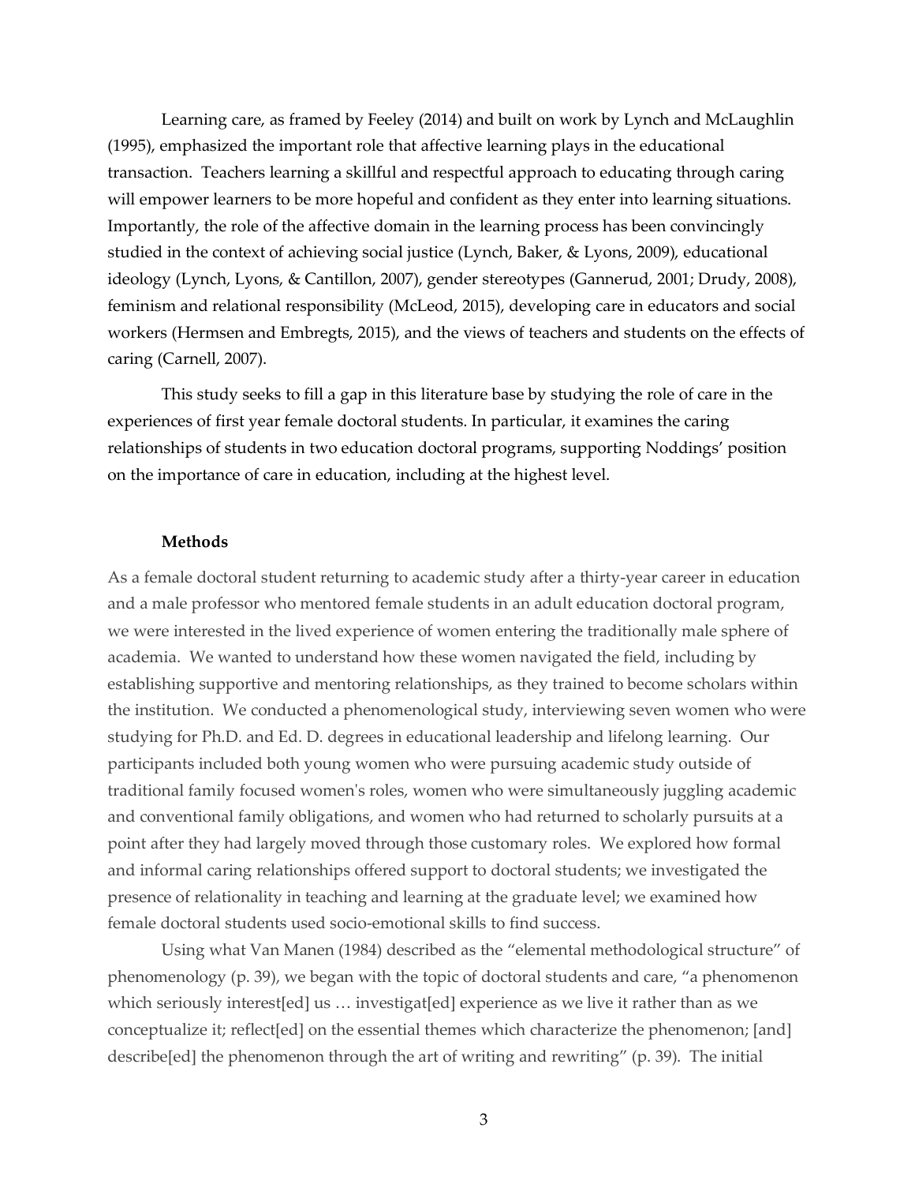Learning care, as framed by Feeley (2014) and built on work by Lynch and McLaughlin (1995), emphasized the important role that affective learning plays in the educational transaction. Teachers learning a skillful and respectful approach to educating through caring will empower learners to be more hopeful and confident as they enter into learning situations. Importantly, the role of the affective domain in the learning process has been convincingly studied in the context of achieving social justice (Lynch, Baker, & Lyons, 2009), educational ideology (Lynch, Lyons, & Cantillon, 2007), gender stereotypes (Gannerud, 2001; Drudy, 2008), feminism and relational responsibility (McLeod, 2015), developing care in educators and social workers (Hermsen and Embregts, 2015), and the views of teachers and students on the effects of caring (Carnell, 2007).

This study seeks to fill a gap in this literature base by studying the role of care in the experiences of first year female doctoral students. In particular, it examines the caring relationships of students in two education doctoral programs, supporting Noddings' position on the importance of care in education, including at the highest level.

**Methods**

As a female doctoral student returning to academic study after a thirty-year career in education and a male professor who mentored female students in an adult education doctoral program, we were interested in the lived experience of women entering the traditionally male sphere of academia. We wanted to understand how these women navigated the field, including by establishing supportive and mentoring relationships, as they trained to become scholars within the institution. We conducted a phenomenological study, interviewing seven women who were studying for Ph.D. and Ed. D. degrees in educational leadership and lifelong learning. Our participants included both young women who were pursuing academic study outside of traditional family focused women's roles, women who were simultaneously juggling academic and conventional family obligations, and women who had returned to scholarly pursuits at a point after they had largely moved through those customary roles. We explored how formal and informal caring relationships offered support to doctoral students; we investigated the presence of relationality in teaching and learning at the graduate level; we examined how female doctoral students used socio-emotional skills to find success.

Using what Van Manen (1984) described as the "elemental methodological structure" of phenomenology (p. 39), we began with the topic of doctoral students and care, "a phenomenon which seriously interest[ed] us … investigat[ed] experience as we live it rather than as we conceptualize it; reflect[ed] on the essential themes which characterize the phenomenon; [and] describe[ed] the phenomenon through the art of writing and rewriting" (p. 39). The initial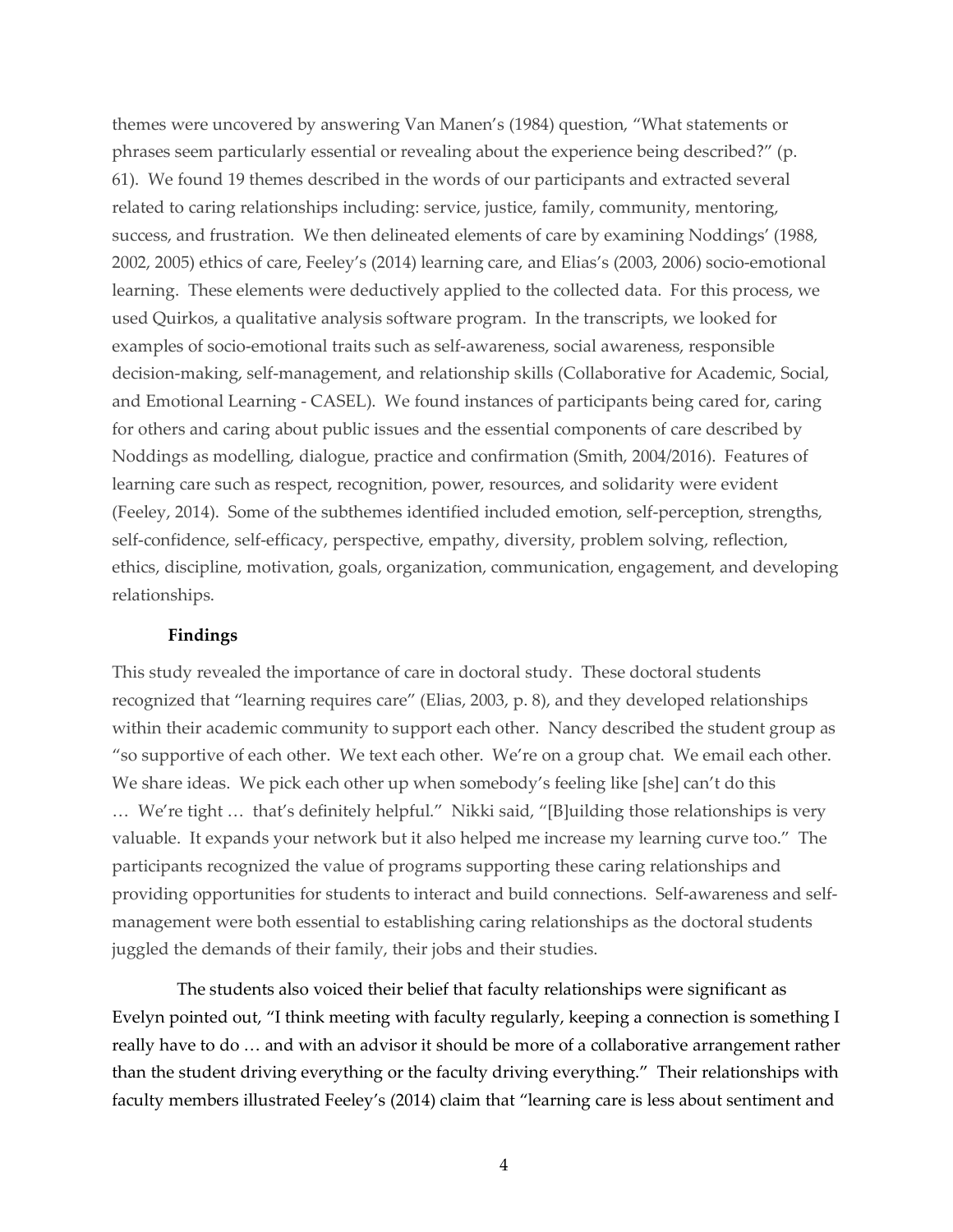themes were uncovered by answering Van Manen's (1984) question, "What statements or phrases seem particularly essential or revealing about the experience being described?" (p. 61). We found 19 themes described in the words of our participants and extracted several related to caring relationships including: service, justice, family, community, mentoring, success, and frustration. We then delineated elements of care by examining Noddings' (1988, 2002, 2005) ethics of care, Feeley's (2014) learning care, and Elias's (2003, 2006) socio-emotional learning. These elements were deductively applied to the collected data. For this process, we used Quirkos, a qualitative analysis software program. In the transcripts, we looked for examples of socio-emotional traits such as self-awareness, social awareness, responsible decision-making, self-management, and relationship skills (Collaborative for Academic, Social, and Emotional Learning - CASEL). We found instances of participants being cared for, caring for others and caring about public issues and the essential components of care described by Noddings as modelling, dialogue, practice and confirmation (Smith, 2004/2016). Features of learning care such as respect, recognition, power, resources, and solidarity were evident (Feeley, 2014). Some of the subthemes identified included emotion, self-perception, strengths, self-confidence, self-efficacy, perspective, empathy, diversity, problem solving, reflection, ethics, discipline, motivation, goals, organization, communication, engagement, and developing relationships.

## Findings

This study revealed the importance of care in doctoral study. These doctoral students recognized that "learning requires care" (Elias, 2003, p. 8), and they developed relationships within their academic community to support each other. Nancy described the student group as "so supportive of each other. We text each other. We're on a group chat. We email each other. We share ideas. We pick each other up when somebody's feeling like [she] can't do this … We're tight … that's definitely helpful." Nikki said, "[B]uilding those relationships is very valuable. It expands your network but it also helped me increase my learning curve too." The participants recognized the value of programs supporting these caring relationships and providing opportunities for students to interact and build connections. Self-awareness and self-management were both essential to establishing caring relationships as the doctoral students juggled the demands of their family, their jobs and their studies.

The students also voiced their belief that faculty relationships were significant as Evelyn pointed out, "I think meeting with faculty regularly, keeping a connection is something I really have to do … and with an advisor it should be more of a collaborative arrangement rather than the student driving everything or the faculty driving everything." Their relationships with faculty members illustrated Feeley's (2014) claim that "learning care is less about sentiment and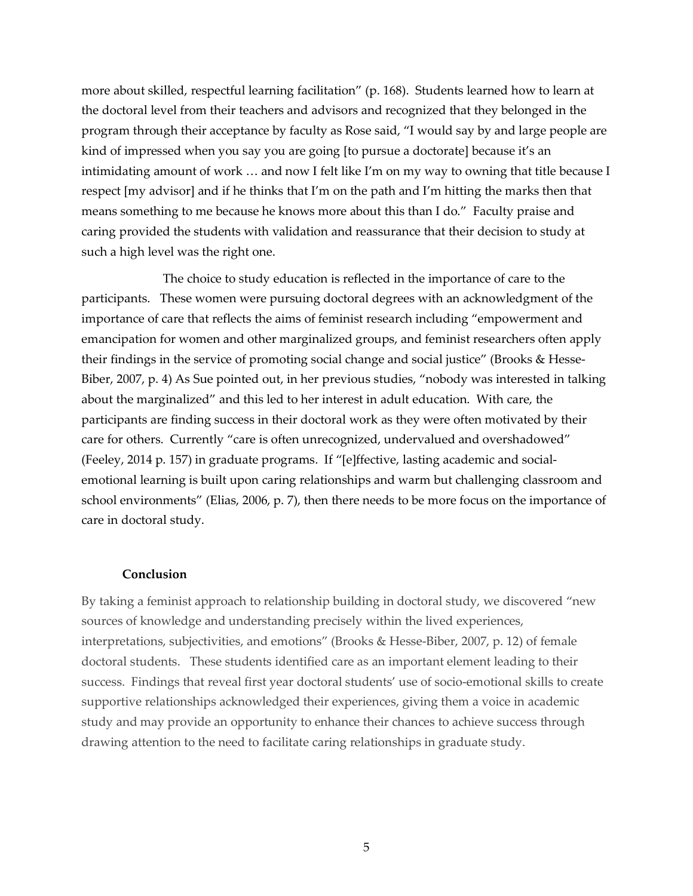more about skilled, respectful learning facilitation" (p. 168). Students learned how to learn at the doctoral level from their teachers and advisors and recognized that they belonged in the program through their acceptance by faculty as Rose said, "I would say by and large people are kind of impressed when you say you are going [to pursue a doctorate] because it's an intimidating amount of work … and now I felt like I'm on my way to owning that title because I respect [my advisor] and if he thinks that I'm on the path and I'm hitting the marks then that means something to me because he knows more about this than I do." Faculty praise and caring provided the students with validation and reassurance that their decision to study at such a high level was the right one.

The choice to study education is reflected in the importance of care to the participants. These women were pursuing doctoral degrees with an acknowledgment of the importance of care that reflects the aims of feminist research including "empowerment and emancipation for women and other marginalized groups, and feminist researchers often apply their findings in the service of promoting social change and social justice" (Brooks & Hesse-Biber, 2007, p. 4) As Sue pointed out, in her previous studies, "nobody was interested in talking about the marginalized" and this led to her interest in adult education. With care, the participants are finding success in their doctoral work as they were often motivated by their care for others. Currently "care is often unrecognized, undervalued and overshadowed" (Feeley, 2014 p. 157) in graduate programs. If "[e]ffective, lasting academic and social-emotional learning is built upon caring relationships and warm but challenging classroom and school environments" (Elias, 2006, p. 7), then there needs to be more focus on the importance of care in doctoral study.

**Conclusion**

By taking a feminist approach to relationship building in doctoral study, we discovered "new sources of knowledge and understanding precisely within the lived experiences, interpretations, subjectivities, and emotions" (Brooks & Hesse-Biber, 2007, p. 12) of female doctoral students. These students identified care as an important element leading to their success. Findings that reveal first year doctoral students' use of socio-emotional skills to create supportive relationships acknowledged their experiences, giving them a voice in academic study and may provide an opportunity to enhance their chances to achieve success through drawing attention to the need to facilitate caring relationships in graduate study.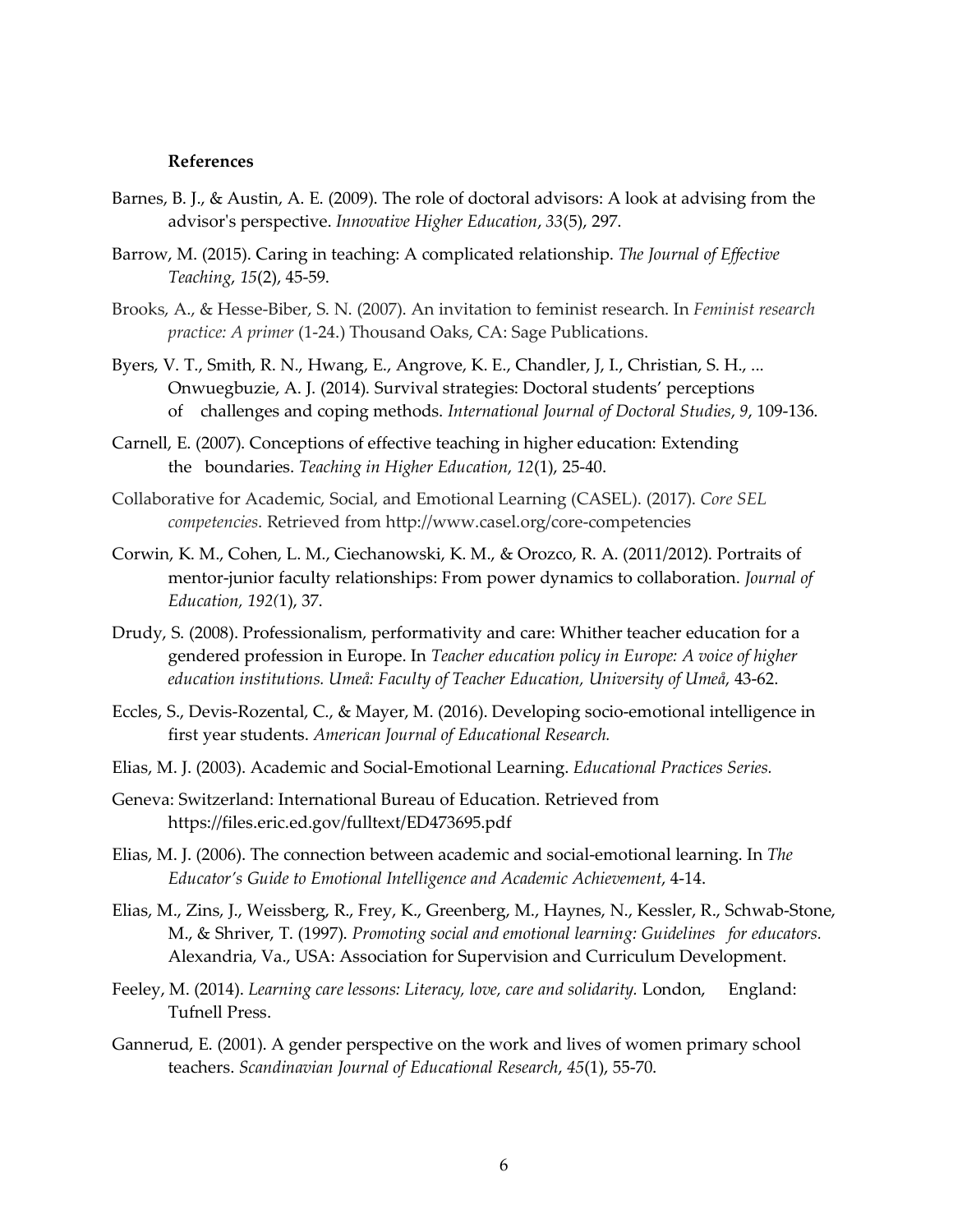**References**

Barnes, B. J., & Austin, A. E. (2009). The role of doctoral advisors: A look at advising from the advisor's perspective. *Innovative Higher Education*, *33*(5), 297.

Barrow, M. (2015). Caring in teaching: A complicated relationship. *The Journal of Effective Teaching*, *15*(2), 45-59.

Brooks, A., & Hesse-Biber, S. N. (2007). An invitation to feminist research. In *Feminist research practice: A primer* (1-24.) Thousand Oaks, CA: Sage Publications.

Byers, V. T., Smith, R. N., Hwang, E., Angrove, K. E., Chandler, J, I., Christian, S. H., ... Onwuegbuzie, A. J. (2014). Survival strategies: Doctoral students' perceptions of challenges and coping methods. *International Journal of Doctoral Studies*, *9*, 109-136.

Carnell, E. (2007). Conceptions of effective teaching in higher education: Extending the boundaries. *Teaching in Higher Education*, *12*(1), 25-40.

Collaborative for Academic, Social, and Emotional Learning (CASEL). (2017). *Core SEL competencies*. Retrieved from http://www.casel.org/core-competencies

Corwin, K. M., Cohen, L. M., Ciechanowski, K. M., & Orozco, R. A. (2011/2012). Portraits of mentor-junior faculty relationships: From power dynamics to collaboration. *Journal of Education*, *192(*1), 37.

Drudy, S. (2008). Professionalism, performativity and care: Whither teacher education for a gendered profession in Europe. In *Teacher education policy in Europe: A voice of higher education institutions. Umeå: Faculty of Teacher Education, University of Umeå*, 43-62.

Eccles, S., Devis-Rozental, C., & Mayer, M. (2016). Developing socio-emotional intelligence in first year students. *American Journal of Educational Research.*

Elias, M. J. (2003). Academic and Social-Emotional Learning. *Educational Practices Series.*

Geneva: Switzerland: International Bureau of Education. Retrieved from https://files.eric.ed.gov/fulltext/ED473695.pdf

Elias, M. J. (2006). The connection between academic and social-emotional learning. In *The Educator's Guide to Emotional Intelligence and Academic Achievement*, 4-14.

Elias, M., Zins, J., Weissberg, R., Frey, K., Greenberg, M., Haynes, N., Kessler, R., Schwab-Stone, M., & Shriver, T. (1997). *Promoting social and emotional learning: Guidelines for educators.* Alexandria, Va., USA: Association for Supervision and Curriculum Development.

Feeley, M. (2014). *Learning care lessons: Literacy, love, care and solidarity.* London, England: Tufnell Press.

Gannerud, E. (2001). A gender perspective on the work and lives of women primary school teachers. *Scandinavian Journal of Educational Research*, *45*(1), 55-70.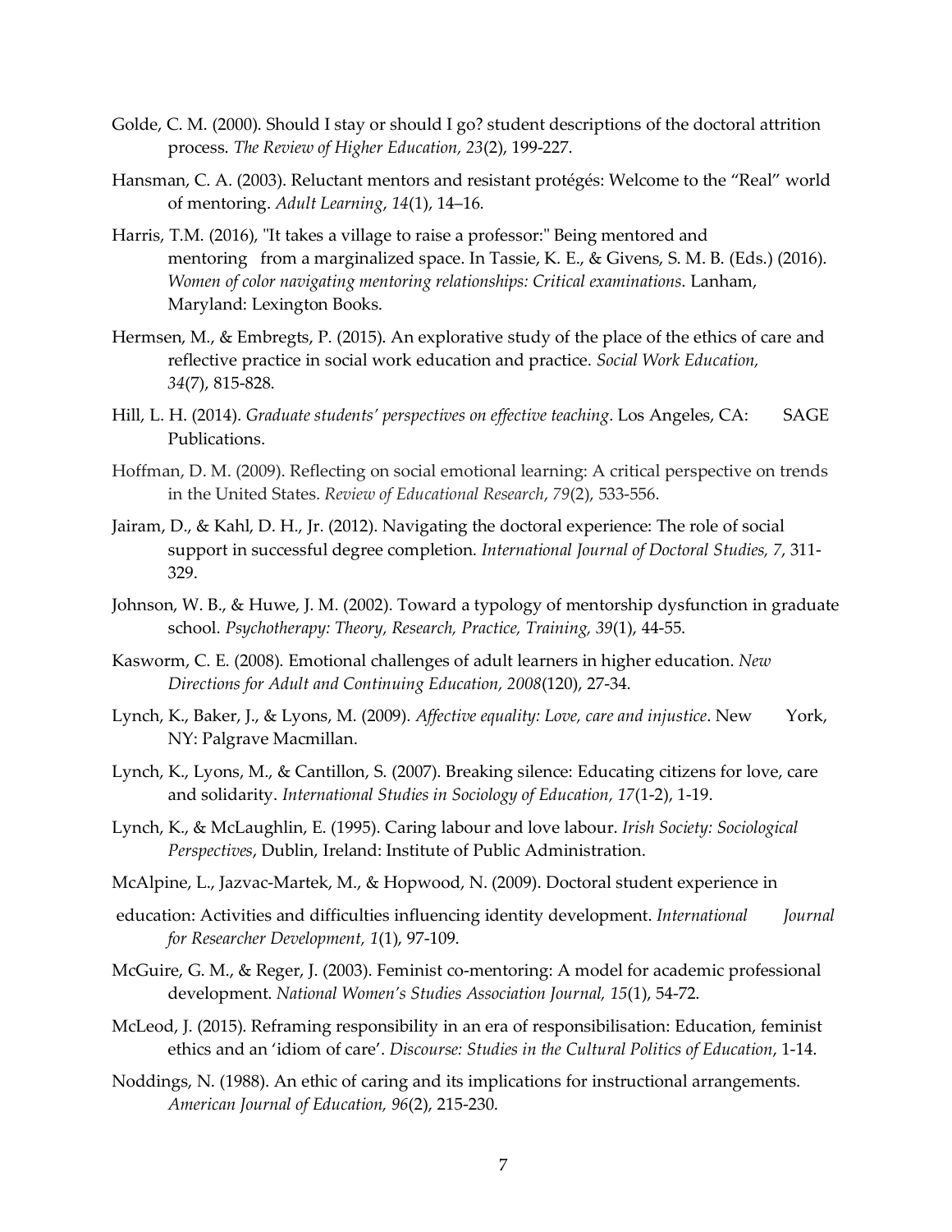Golde, C. M. (2000). Should I stay or should I go? student descriptions of the doctoral attrition process. *The Review of Higher Education, 23*(2), 199-227.

Hansman, C. A. (2003). Reluctant mentors and resistant protégés: Welcome to the "Real" world of mentoring. *Adult Learning*, *14*(1), 14–16.

Harris, T.M. (2016), "It takes a village to raise a professor:" Being mentored and mentoring from a marginalized space. In Tassie, K. E., & Givens, S. M. B. (Eds.) (2016). *Women of color navigating mentoring relationships: Critical examinations*. Lanham, Maryland: Lexington Books.

Hermsen, M., & Embregts, P. (2015). An explorative study of the place of the ethics of care and reflective practice in social work education and practice. *Social Work Education, 34*(7), 815-828.

Hill, L. H. (2014). *Graduate students' perspectives on effective teaching*. Los Angeles, CA: SAGE Publications.

Hoffman, D. M. (2009). Reflecting on social emotional learning: A critical perspective on trends in the United States. *Review of Educational Research*, *79*(2), 533-556.

Jairam, D., & Kahl, D. H., Jr. (2012). Navigating the doctoral experience: The role of social support in successful degree completion. *International Journal of Doctoral Studies, 7*, 311-329.

Johnson, W. B., & Huwe, J. M. (2002). Toward a typology of mentorship dysfunction in graduate school. *Psychotherapy: Theory, Research, Practice, Training, 39*(1), 44-55.

Kasworm, C. E. (2008). Emotional challenges of adult learners in higher education. *New Directions for Adult and Continuing Education, 2008*(120), 27-34.

Lynch, K., Baker, J., & Lyons, M. (2009). *Affective equality: Love, care and injustice*. New York, NY: Palgrave Macmillan.

Lynch, K., Lyons, M., & Cantillon, S. (2007). Breaking silence: Educating citizens for love, care and solidarity. *International Studies in Sociology of Education, 17*(1-2), 1-19.

Lynch, K., & McLaughlin, E. (1995). Caring labour and love labour. *Irish Society: Sociological Perspectives*, Dublin, Ireland: Institute of Public Administration.

McAlpine, L., Jazvac-Martek, M., & Hopwood, N. (2009). Doctoral student experience in education: Activities and difficulties influencing identity development. *International Journal for Researcher Development, 1*(1), 97-109.

McGuire, G. M., & Reger, J. (2003). Feminist co-mentoring: A model for academic professional development. *National Women's Studies Association Journal, 15*(1), 54-72.

McLeod, J. (2015). Reframing responsibility in an era of responsibilisation: Education, feminist ethics and an 'idiom of care'. *Discourse: Studies in the Cultural Politics of Education*, 1-14.

Noddings, N. (1988). An ethic of caring and its implications for instructional arrangements. *American Journal of Education, 96*(2), 215-230.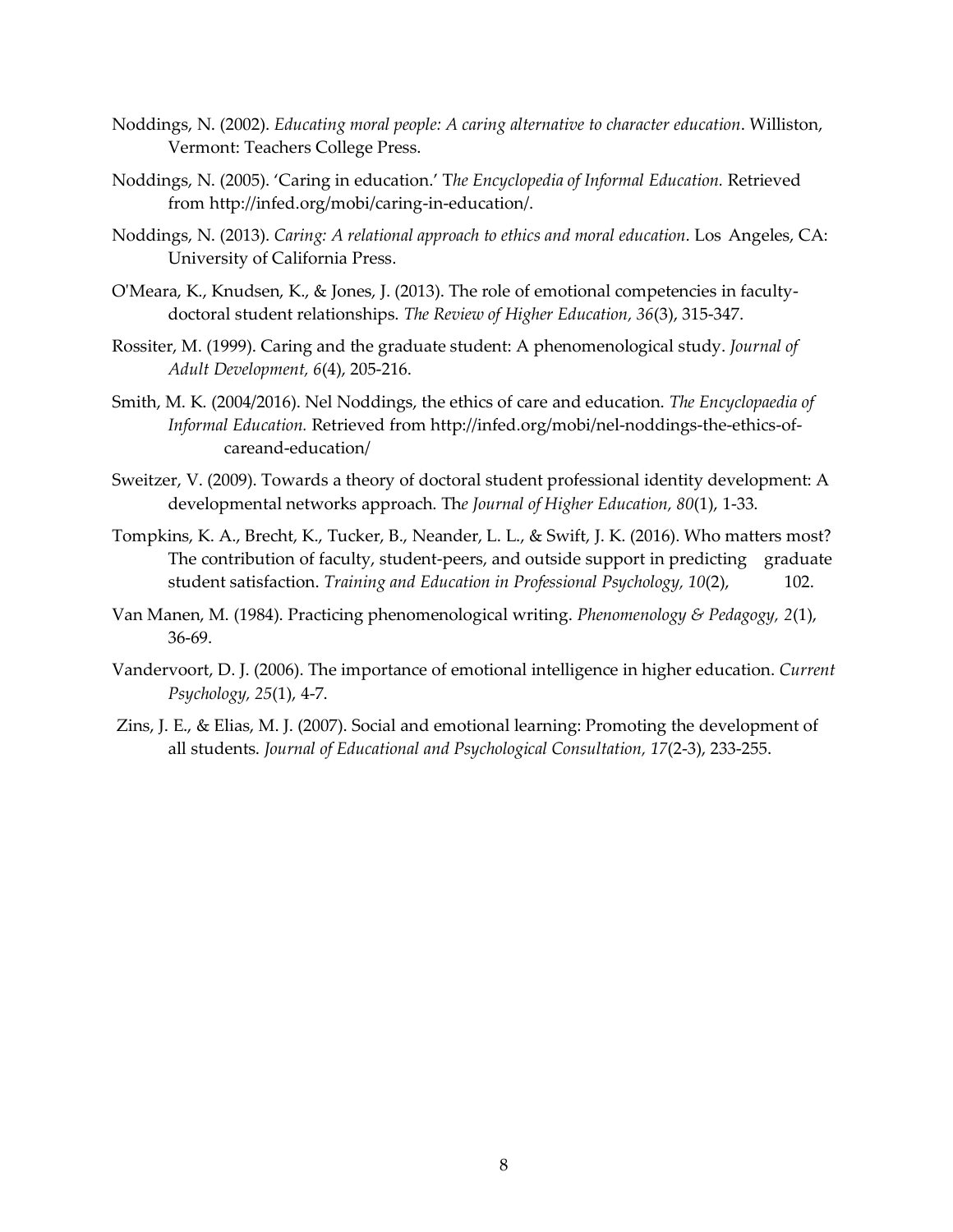Noddings, N. (2002). *Educating moral people: A caring alternative to character education*. Williston, Vermont: Teachers College Press.

Noddings, N. (2005). 'Caring in education.' T*he Encyclopedia of Informal Education.* Retrieved from http://infed.org/mobi/caring-in-education/.

Noddings, N. (2013). *Caring: A relational approach to ethics and moral education*. Los Angeles, CA: University of California Press.

O'Meara, K., Knudsen, K., & Jones, J. (2013). The role of emotional competencies in faculty-doctoral student relationships. *The Review of Higher Education, 36*(3), 315-347.

Rossiter, M. (1999). Caring and the graduate student: A phenomenological study. *Journal of Adult Development, 6*(4), 205-216.

Smith, M. K. (2004/2016). Nel Noddings, the ethics of care and education. *The Encyclopaedia of Informal Education.* Retrieved from http://infed.org/mobi/nel-noddings-the-ethics-of-careand-education/

Sweitzer, V. (2009). Towards a theory of doctoral student professional identity development: A developmental networks approach. Th*e Journal of Higher Education, 80*(1), 1-33.

Tompkins, K. A., Brecht, K., Tucker, B., Neander, L. L., & Swift, J. K. (2016). Who matters most? The contribution of faculty, student-peers, and outside support in predicting graduate student satisfaction. *Training and Education in Professional Psychology, 10*(2), 102.

Van Manen, M. (1984). Practicing phenomenological writing. *Phenomenology & Pedagogy, 2*(1), 36-69.

Vandervoort, D. J. (2006). The importance of emotional intelligence in higher education. *Current Psychology, 25*(1), 4-7.

Zins, J. E., & Elias, M. J. (2007). Social and emotional learning: Promoting the development of all students. *Journal of Educational and Psychological Consultation, 17*(2-3), 233-255.